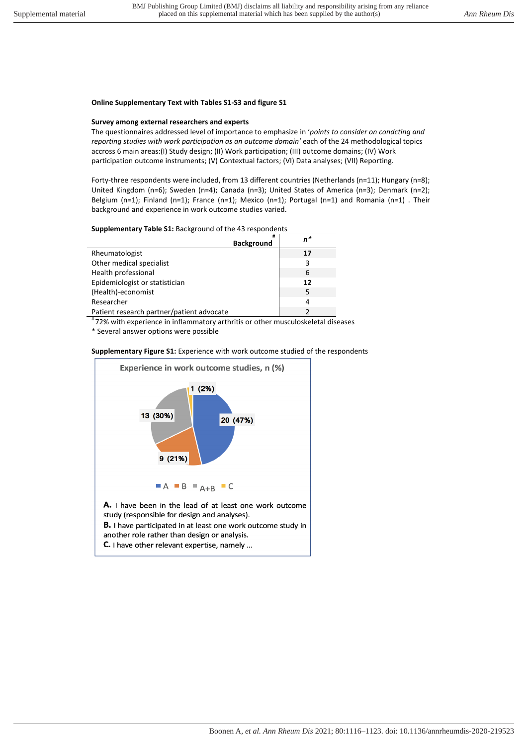**Online Supplementary Text with Tables S1-S3 and figure S1**

**Survey among external researchers and experts**

The questionnaires addressed level of importance to emphasize in '*points to consider on condcting and reporting studies with work participation as an outcome domain*' each of the 24 methodological topics accross 6 main areas:(I) Study design; (II) Work participation; (III) outcome domains; (IV) Work participation outcome instruments; (V) Contextual factors; (VI) Data analyses; (VII) Reporting.

Forty-three respondents were included, from 13 different countries (Netherlands (n=11); Hungary (n=8); United Kingdom (n=6); Sweden (n=4); Canada (n=3); United States of America (n=3); Denmark (n=2); Belgium (n=1); Finland (n=1); France (n=1); Mexico (n=1); Portugal (n=1) and Romania (n=1) . Their background and experience in work outcome studies varied.

**Supplementary Table S1:** Background of the 43 respondents

| Background[#] | *n** |
|---|---|
| Rheumatologist | **17** |
| Other medical specialist | 3 |
| Health professional | 6 |
| Epidemiologist or statistician | **12** |
| (Health)-economist | 5 |
| Researcher | 4 |
| Patient research partner/patient advocate | 2 |

[#] 72% with experience in inflammatory arthritis or other musculoskeletal diseases

* Several answer options were possible

**Supplementary Figure S1:** Experience with work outcome studied of the respondents

Experience in work outcome studies, n (%)

- A: 20 (47%)
- B: 9 (21%)
- A+B: 13 (30%)
- C: 1 (2%)

**A.** I have been in the lead of at least one work outcome study (responsible for design and analyses).

**B.** I have participated in at least one work outcome study in another role rather than design or analysis.

**C.** I have other relevant expertise, namely ...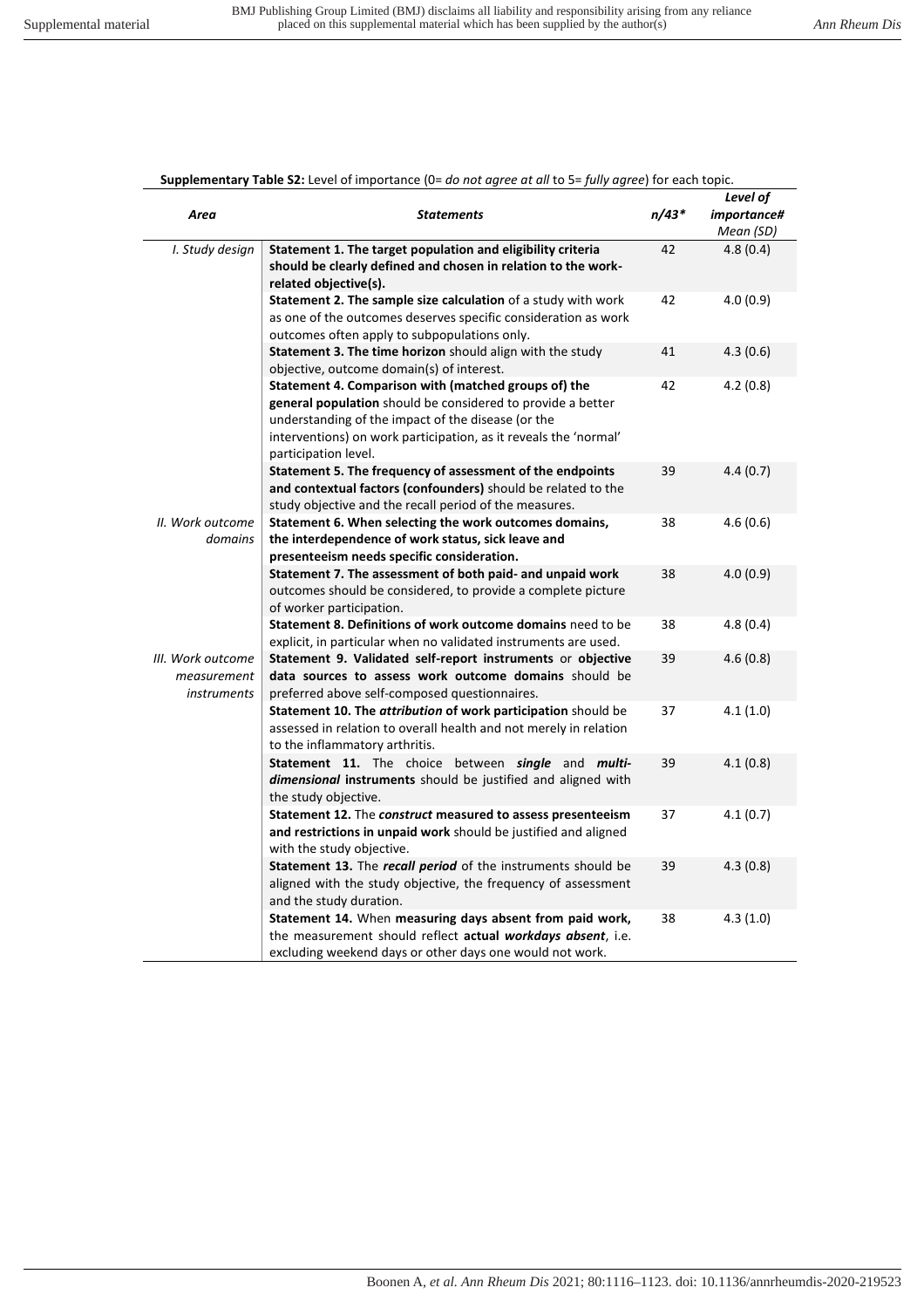**Supplementary Table S2:** Level of importance (0= *do not agree at all* to 5= *fully agree*) for each topic.

| *Area* | *Statements* | *n/43\** | *Level of importance# Mean (SD)* |
|---|---|---|---|
| *I. Study design* | **Statement 1. The target population and eligibility criteria should be clearly defined and chosen in relation to the work-related objective(s).** | 42 | 4.8 (0.4) |
| | **Statement 2. The sample size calculation** of a study with work as one of the outcomes deserves specific consideration as work outcomes often apply to subpopulations only. | 42 | 4.0 (0.9) |
| | **Statement 3. The time horizon** should align with the study objective, outcome domain(s) of interest. | 41 | 4.3 (0.6) |
| | **Statement 4. Comparison with (matched groups of) the general population** should be considered to provide a better understanding of the impact of the disease (or the interventions) on work participation, as it reveals the 'normal' participation level. | 42 | 4.2 (0.8) |
| | **Statement 5. The frequency of assessment of the endpoints and contextual factors (confounders)** should be related to the study objective and the recall period of the measures. | 39 | 4.4 (0.7) |
| *II. Work outcome domains* | **Statement 6. When selecting the work outcomes domains, the interdependence of work status, sick leave and presenteeism needs specific consideration.** | 38 | 4.6 (0.6) |
| | **Statement 7. The assessment of both paid- and unpaid work** outcomes should be considered, to provide a complete picture of worker participation. | 38 | 4.0 (0.9) |
| | **Statement 8. Definitions of work outcome domains** need to be explicit, in particular when no validated instruments are used. | 38 | 4.8 (0.4) |
| *III. Work outcome measurement instruments* | **Statement 9. Validated self-report instruments** or **objective data sources to assess work outcome domains** should be preferred above self-composed questionnaires. | 39 | 4.6 (0.8) |
| | **Statement 10. The *attribution* of work participation** should be assessed in relation to overall health and not merely in relation to the inflammatory arthritis. | 37 | 4.1 (1.0) |
| | **Statement 11.** The choice between ***single*** and ***multi-dimensional*** **instruments** should be justified and aligned with the study objective. | 39 | 4.1 (0.8) |
| | **Statement 12.** The ***construct*** **measured to assess presenteeism and restrictions in unpaid work** should be justified and aligned with the study objective. | 37 | 4.1 (0.7) |
| | **Statement 13.** The ***recall period*** of the instruments should be aligned with the study objective, the frequency of assessment and the study duration. | 39 | 4.3 (0.8) |
| | **Statement 14.** When **measuring days absent from paid work,** the measurement should reflect **actual *workdays absent***, i.e. excluding weekend days or other days one would not work. | 38 | 4.3 (1.0) |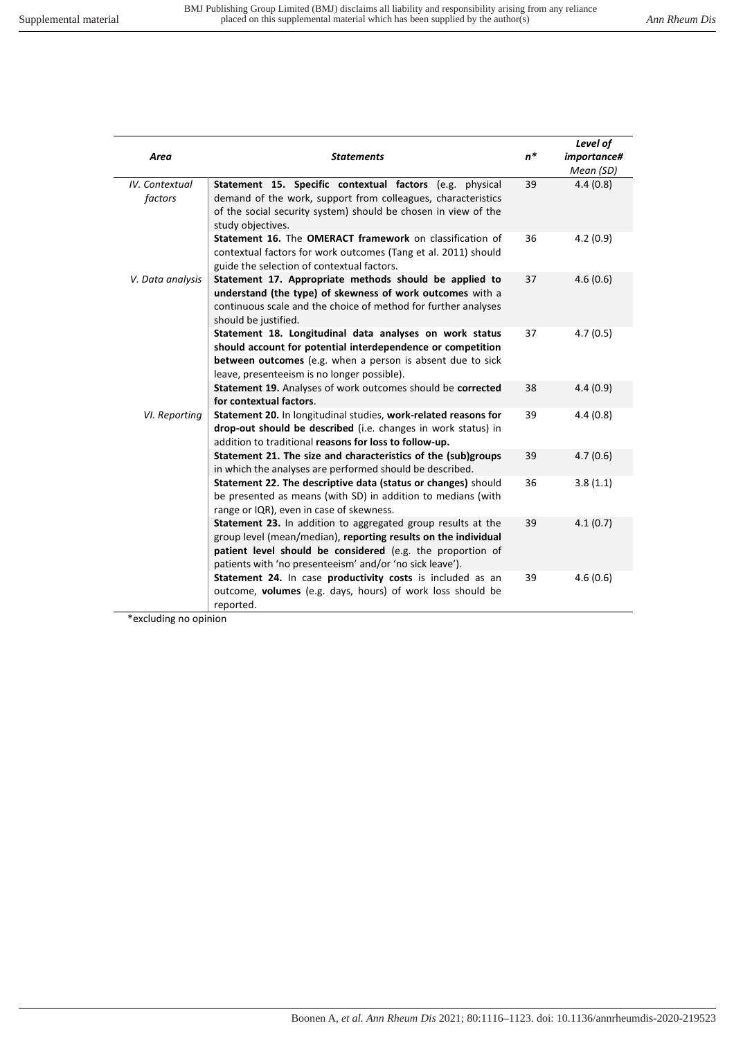| *Area* | *Statements* | *n** | *Level of importance#* *Mean (SD)* |
|---|---|---|---|
| *IV. Contextual factors* | **Statement 15. Specific contextual factors** (e.g. physical demand of the work, support from colleagues, characteristics of the social security system) should be chosen in view of the study objectives. | 39 | 4.4 (0.8) |
| | **Statement 16.** The **OMERACT framework** on classification of contextual factors for work outcomes (Tang et al. 2011) should guide the selection of contextual factors. | 36 | 4.2 (0.9) |
| *V. Data analysis* | **Statement 17. Appropriate methods should be applied to understand (the type) of skewness of work outcomes** with a continuous scale and the choice of method for further analyses should be justified. | 37 | 4.6 (0.6) |
| | **Statement 18. Longitudinal data analyses on work status should account for potential interdependence or competition between outcomes** (e.g. when a person is absent due to sick leave, presenteeism is no longer possible). | 37 | 4.7 (0.5) |
| | **Statement 19.** Analyses of work outcomes should be **corrected for contextual factors**. | 38 | 4.4 (0.9) |
| *VI. Reporting* | **Statement 20.** In longitudinal studies, **work-related reasons for drop-out should be described** (i.e. changes in work status) in addition to traditional **reasons for loss to follow-up.** | 39 | 4.4 (0.8) |
| | **Statement 21. The size and characteristics of the (sub)groups** in which the analyses are performed should be described. | 39 | 4.7 (0.6) |
| | **Statement 22. The descriptive data (status or changes)** should be presented as means (with SD) in addition to medians (with range or IQR), even in case of skewness. | 36 | 3.8 (1.1) |
| | **Statement 23.** In addition to aggregated group results at the group level (mean/median), **reporting results on the individual patient level should be considered** (e.g. the proportion of patients with 'no presenteeism' and/or 'no sick leave'). | 39 | 4.1 (0.7) |
| | **Statement 24.** In case **productivity costs** is included as an outcome, **volumes** (e.g. days, hours) of work loss should be reported. | 39 | 4.6 (0.6) |

*excluding no opinion